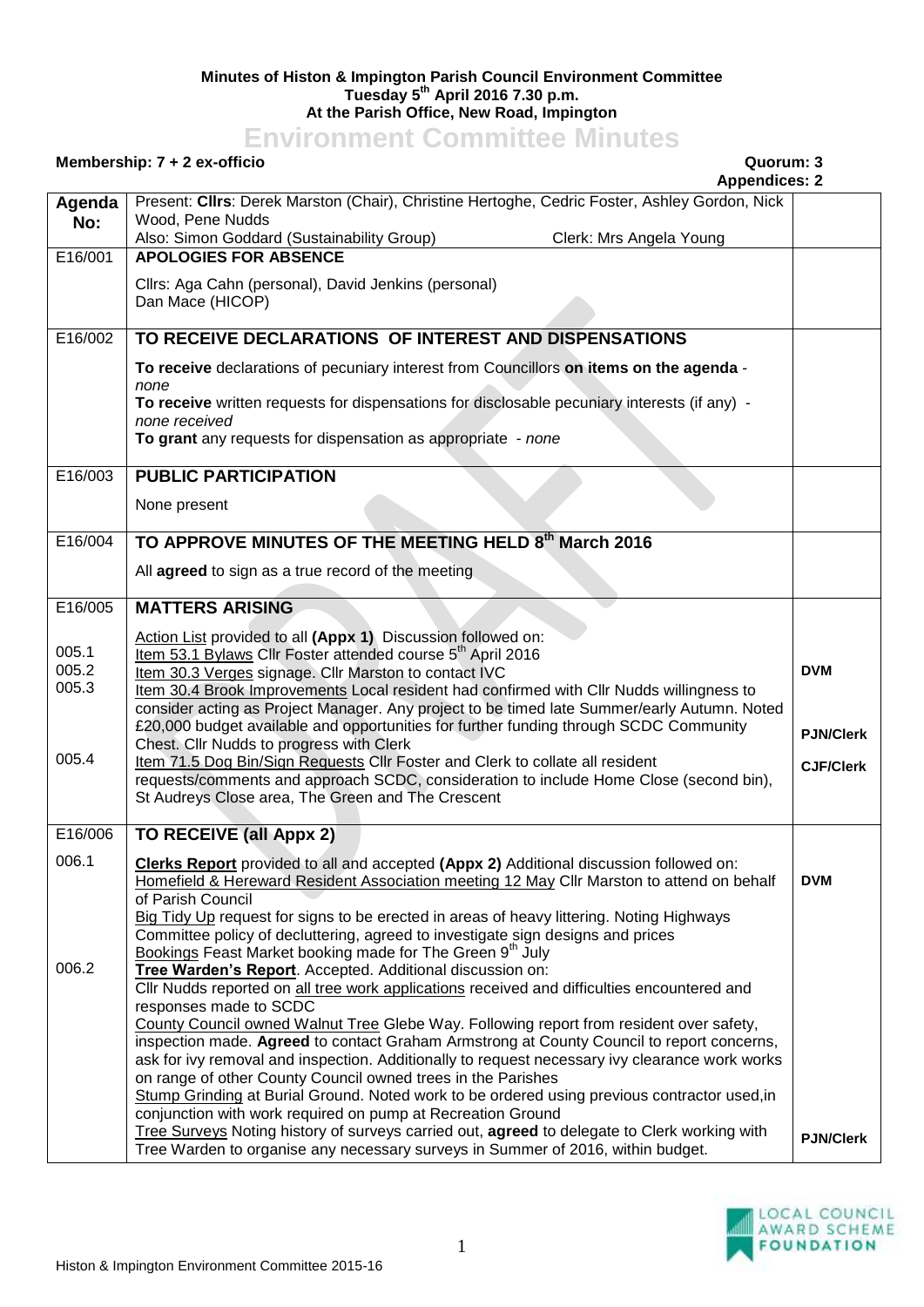**Minutes of Histon & Impington Parish Council Environment Committee**
**Tuesday 5th April 2016 7.30 p.m.**
**At the Parish Office, New Road, Impington**

# Environment Committee Minutes

**Membership: 7 + 2 ex-officio** **Quorum: 3**
**Appendices: 2**

| Agenda No: | Present: **Cllrs**: Derek Marston (Chair), Christine Hertoghe, Cedric Foster, Ashley Gordon, Nick Wood, Pene Nudds<br>Also: Simon Goddard (Sustainability Group) Clerk: Mrs Angela Young | |
|---|---|---|
| E16/001 | **APOLOGIES FOR ABSENCE**<br><br>Cllrs: Aga Cahn (personal), David Jenkins (personal)<br>Dan Mace (HICOP) | |
| E16/002 | **TO RECEIVE DECLARATIONS OF INTEREST AND DISPENSATIONS**<br><br>**To receive** declarations of pecuniary interest from Councillors **on items on the agenda** - *none*<br>**To receive** written requests for dispensations for disclosable pecuniary interests (if any) - *none received*<br>**To grant** any requests for dispensation as appropriate - *none* | |
| E16/003 | **PUBLIC PARTICIPATION**<br><br>None present | |
| E16/004 | **TO APPROVE MINUTES OF THE MEETING HELD 8th March 2016**<br><br>All **agreed** to sign as a true record of the meeting | |
| E16/005 | **MATTERS ARISING** | |
| | Action List provided to all **(Appx 1)** Discussion followed on: | |
| 005.1 | Item 53.1 Bylaws Cllr Foster attended course 5th April 2016 | |
| 005.2 | Item 30.3 Verges signage. Cllr Marston to contact IVC | **DVM** |
| 005.3 | Item 30.4 Brook Improvements Local resident had confirmed with Cllr Nudds willingness to consider acting as Project Manager. Any project to be timed late Summer/early Autumn. Noted £20,000 budget available and opportunities for further funding through SCDC Community Chest. Cllr Nudds to progress with Clerk | **PJN/Clerk** |
| 005.4 | Item 71.5 Dog Bin/Sign Requests Cllr Foster and Clerk to collate all resident requests/comments and approach SCDC, consideration to include Home Close (second bin), St Audreys Close area, The Green and The Crescent | **CJF/Clerk** |
| E16/006 | **TO RECEIVE (all Appx 2)** | |
| 006.1 | **Clerks Report** provided to all and accepted **(Appx 2)** Additional discussion followed on:<br>Homefield & Hereward Resident Association meeting 12 May Cllr Marston to attend on behalf of Parish Council<br>Big Tidy Up request for signs to be erected in areas of heavy littering. Noting Highways Committee policy of decluttering, agreed to investigate sign designs and prices<br>Bookings Feast Market booking made for The Green 9th July | **DVM** |
| 006.2 | **Tree Warden's Report**. Accepted. Additional discussion on:<br>Cllr Nudds reported on all tree work applications received and difficulties encountered and responses made to SCDC<br>County Council owned Walnut Tree Glebe Way. Following report from resident over safety, inspection made. **Agreed** to contact Graham Armstrong at County Council to report concerns, ask for ivy removal and inspection. Additionally to request necessary ivy clearance work works on range of other County Council owned trees in the Parishes<br>Stump Grinding at Burial Ground. Noted work to be ordered using previous contractor used,in conjunction with work required on pump at Recreation Ground<br>Tree Surveys Noting history of surveys carried out, **agreed** to delegate to Clerk working with Tree Warden to organise any necessary surveys in Summer of 2016, within budget. | **PJN/Clerk** |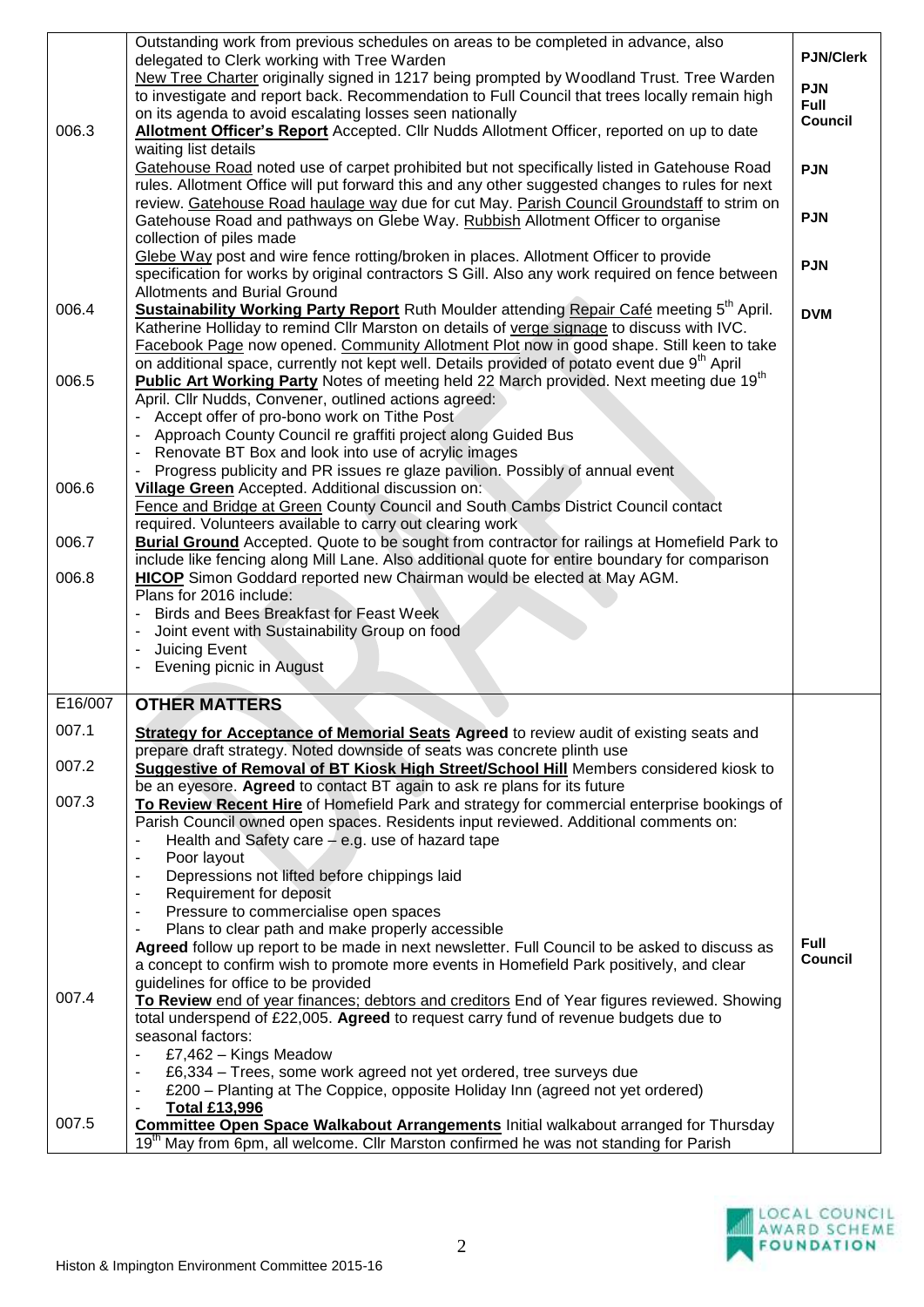| | | |
|---|---|---|
| | Outstanding work from previous schedules on areas to be completed in advance, also delegated to Clerk working with Tree Warden | PJN/Clerk |
| | New Tree Charter originally signed in 1217 being prompted by Woodland Trust. Tree Warden to investigate and report back. Recommendation to Full Council that trees locally remain high on its agenda to avoid escalating losses seen nationally | PJN<br>Full Council |
| 006.3 | **Allotment Officer's Report** Accepted. Cllr Nudds Allotment Officer, reported on up to date waiting list details<br>Gatehouse Road noted use of carpet prohibited but not specifically listed in Gatehouse Road rules. Allotment Office will put forward this and any other suggested changes to rules for next review. Gatehouse Road haulage way due for cut May. Parish Council Groundstaff to strim on Gatehouse Road and pathways on Glebe Way. Rubbish Allotment Officer to organise collection of piles made<br>Glebe Way post and wire fence rotting/broken in places. Allotment Officer to provide specification for works by original contractors S Gill. Also any work required on fence between Allotments and Burial Ground | PJN<br><br>PJN<br><br>PJN |
| 006.4 | **Sustainability Working Party Report** Ruth Moulder attending Repair Café meeting 5th April. Katherine Holliday to remind Cllr Marston on details of verge signage to discuss with IVC. Facebook Page now opened. Community Allotment Plot now in good shape. Still keen to take on additional space, currently not kept well. Details provided of potato event due 9th April | DVM |
| 006.5 | **Public Art Working Party** Notes of meeting held 22 March provided. Next meeting due 19th April. Cllr Nudds, Convener, outlined actions agreed:<br>- Accept offer of pro-bono work on Tithe Post<br>- Approach County Council re graffiti project along Guided Bus<br>- Renovate BT Box and look into use of acrylic images<br>- Progress publicity and PR issues re glaze pavilion. Possibly of annual event | |
| 006.6 | **Village Green** Accepted. Additional discussion on:<br>Fence and Bridge at Green County Council and South Cambs District Council contact required. Volunteers available to carry out clearing work | |
| 006.7 | **Burial Ground** Accepted. Quote to be sought from contractor for railings at Homefield Park to include like fencing along Mill Lane. Also additional quote for entire boundary for comparison | |
| 006.8 | **HICOP** Simon Goddard reported new Chairman would be elected at May AGM.<br>Plans for 2016 include:<br>- Birds and Bees Breakfast for Feast Week<br>- Joint event with Sustainability Group on food<br>- Juicing Event<br>- Evening picnic in August | |
| E16/007 | **OTHER MATTERS** | |
| 007.1 | **Strategy for Acceptance of Memorial Seats Agreed** to review audit of existing seats and prepare draft strategy. Noted downside of seats was concrete plinth use | |
| 007.2 | **Suggestive of Removal of BT Kiosk High Street/School Hill** Members considered kiosk to be an eyesore. **Agreed** to contact BT again to ask re plans for its future | |
| 007.3 | **To Review Recent Hire** of Homefield Park and strategy for commercial enterprise bookings of Parish Council owned open spaces. Residents input reviewed. Additional comments on:<br>- Health and Safety care – e.g. use of hazard tape<br>- Poor layout<br>- Depressions not lifted before chippings laid<br>- Requirement for deposit<br>- Pressure to commercialise open spaces<br>- Plans to clear path and make properly accessible<br>**Agreed** follow up report to be made in next newsletter. Full Council to be asked to discuss as a concept to confirm wish to promote more events in Homefield Park positively, and clear guidelines for office to be provided | Full Council |
| 007.4 | **To Review** end of year finances; debtors and creditors End of Year figures reviewed. Showing total underspend of £22,005. **Agreed** to request carry fund of revenue budgets due to seasonal factors:<br>- £7,462 – Kings Meadow<br>- £6,334 – Trees, some work agreed not yet ordered, tree surveys due<br>- £200 – Planting at The Coppice, opposite Holiday Inn (agreed not yet ordered)<br>- **Total £13,996** | |
| 007.5 | **Committee Open Space Walkabout Arrangements** Initial walkabout arranged for Thursday 19th May from 6pm, all welcome. Cllr Marston confirmed he was not standing for Parish | |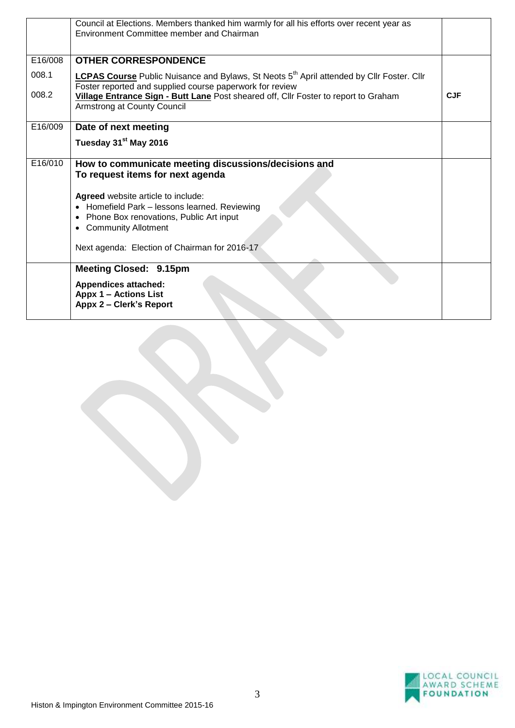| | | |
|---|---|---|
| | Council at Elections. Members thanked him warmly for all his efforts over recent year as Environment Committee member and Chairman | |
| E16/008 | **OTHER CORRESPONDENCE** | |
| 008.1 | **LCPAS Course** Public Nuisance and Bylaws, St Neots 5th April attended by Cllr Foster. Cllr Foster reported and supplied course paperwork for review | |
| 008.2 | **Village Entrance Sign - Butt Lane** Post sheared off, Cllr Foster to report to Graham Armstrong at County Council | **CJF** |
| E16/009 | **Date of next meeting**<br>**Tuesday 31st May 2016** | |
| E16/010 | **How to communicate meeting discussions/decisions and To request items for next agenda**<br><br>**Agreed** website article to include:<br>• Homefield Park – lessons learned. Reviewing<br>• Phone Box renovations, Public Art input<br>• Community Allotment<br><br>Next agenda: Election of Chairman for 2016-17 | |
| | **Meeting Closed: 9.15pm**<br><br>**Appendices attached:**<br>**Appx 1 – Actions List**<br>**Appx 2 – Clerk's Report** | |

Histon & Impington Environment Committee 2015-16